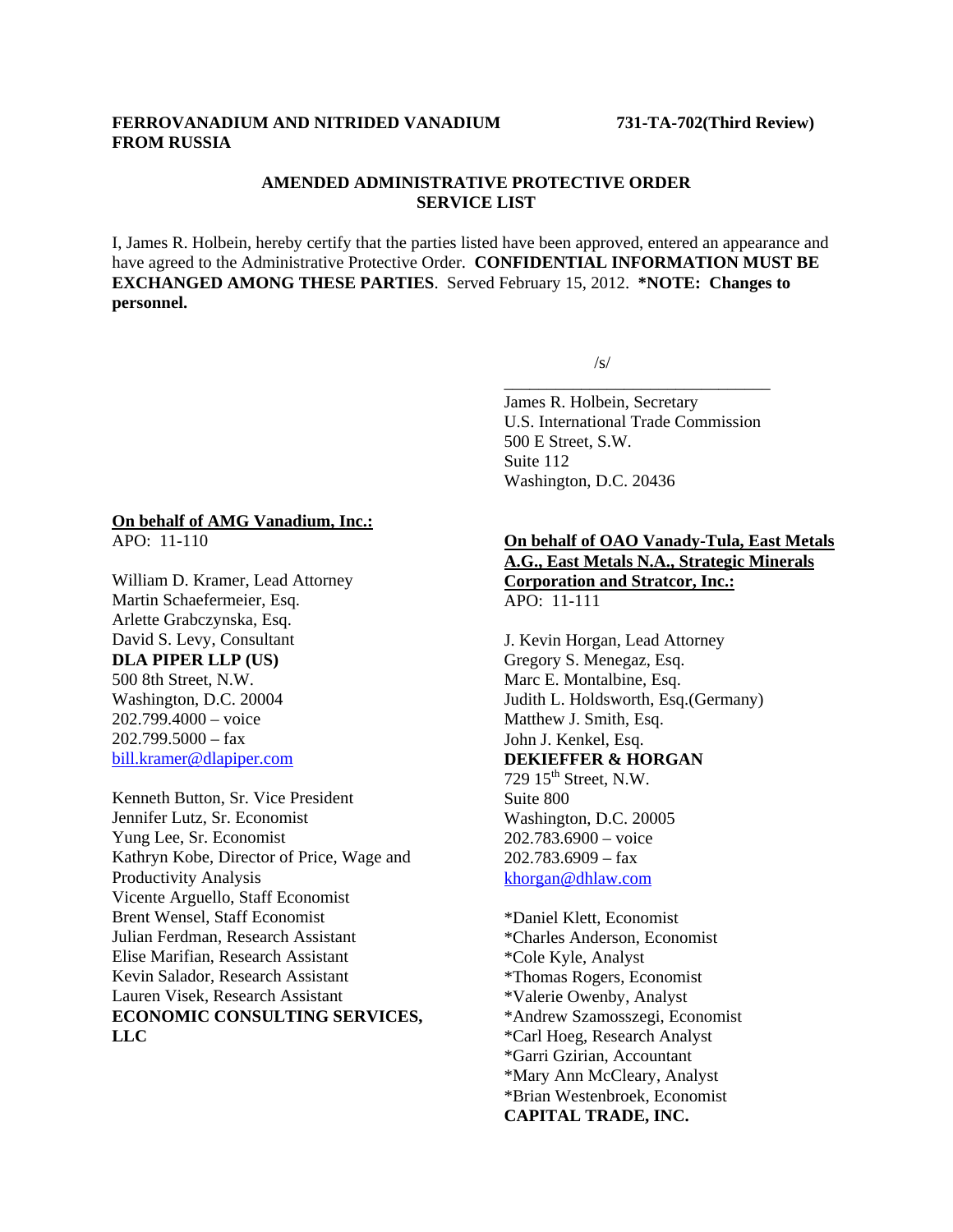**FERROVANADIUM AND NITRIDED VANADIUM FROM RUSSIA** **731-TA-702(Third Review)**

**AMENDED ADMINISTRATIVE PROTECTIVE ORDER SERVICE LIST**

I, James R. Holbein, hereby certify that the parties listed have been approved, entered an appearance and have agreed to the Administrative Protective Order. **CONFIDENTIAL INFORMATION MUST BE EXCHANGED AMONG THESE PARTIES**. Served February 15, 2012. ***NOTE: Changes to personnel.**

/s/
\_\_\_\_\_\_\_\_\_\_\_\_\_\_\_\_\_\_\_\_\_\_\_\_\_\_\_\_\_\_\_
James R. Holbein, Secretary
U.S. International Trade Commission
500 E Street, S.W.
Suite 112
Washington, D.C. 20436

**On behalf of AMG Vanadium, Inc.:**
APO: 11-110

William D. Kramer, Lead Attorney
Martin Schaefermeier, Esq.
Arlette Grabczynska, Esq.
David S. Levy, Consultant
**DLA PIPER LLP (US)**
500 8th Street, N.W.
Washington, D.C. 20004
202.799.4000 – voice
202.799.5000 – fax
bill.kramer@dlapiper.com

Kenneth Button, Sr. Vice President
Jennifer Lutz, Sr. Economist
Yung Lee, Sr. Economist
Kathryn Kobe, Director of Price, Wage and Productivity Analysis
Vicente Arguello, Staff Economist
Brent Wensel, Staff Economist
Julian Ferdman, Research Assistant
Elise Marifian, Research Assistant
Kevin Salador, Research Assistant
Lauren Visek, Research Assistant
**ECONOMIC CONSULTING SERVICES, LLC**

**On behalf of OAO Vanady-Tula, East Metals A.G., East Metals N.A., Strategic Minerals Corporation and Stratcor, Inc.:**
APO: 11-111

J. Kevin Horgan, Lead Attorney
Gregory S. Menegaz, Esq.
Marc E. Montalbine, Esq.
Judith L. Holdsworth, Esq.(Germany)
Matthew J. Smith, Esq.
John J. Kenkel, Esq.
**DEKIEFFER & HORGAN**
729 15th Street, N.W.
Suite 800
Washington, D.C. 20005
202.783.6900 – voice
202.783.6909 – fax
khorgan@dhlaw.com

*Daniel Klett, Economist
*Charles Anderson, Economist
*Cole Kyle, Analyst
*Thomas Rogers, Economist
*Valerie Owenby, Analyst
*Andrew Szamosszegi, Economist
*Carl Hoeg, Research Analyst
*Garri Gzirian, Accountant
*Mary Ann McCleary, Analyst
*Brian Westenbroek, Economist
**CAPITAL TRADE, INC.**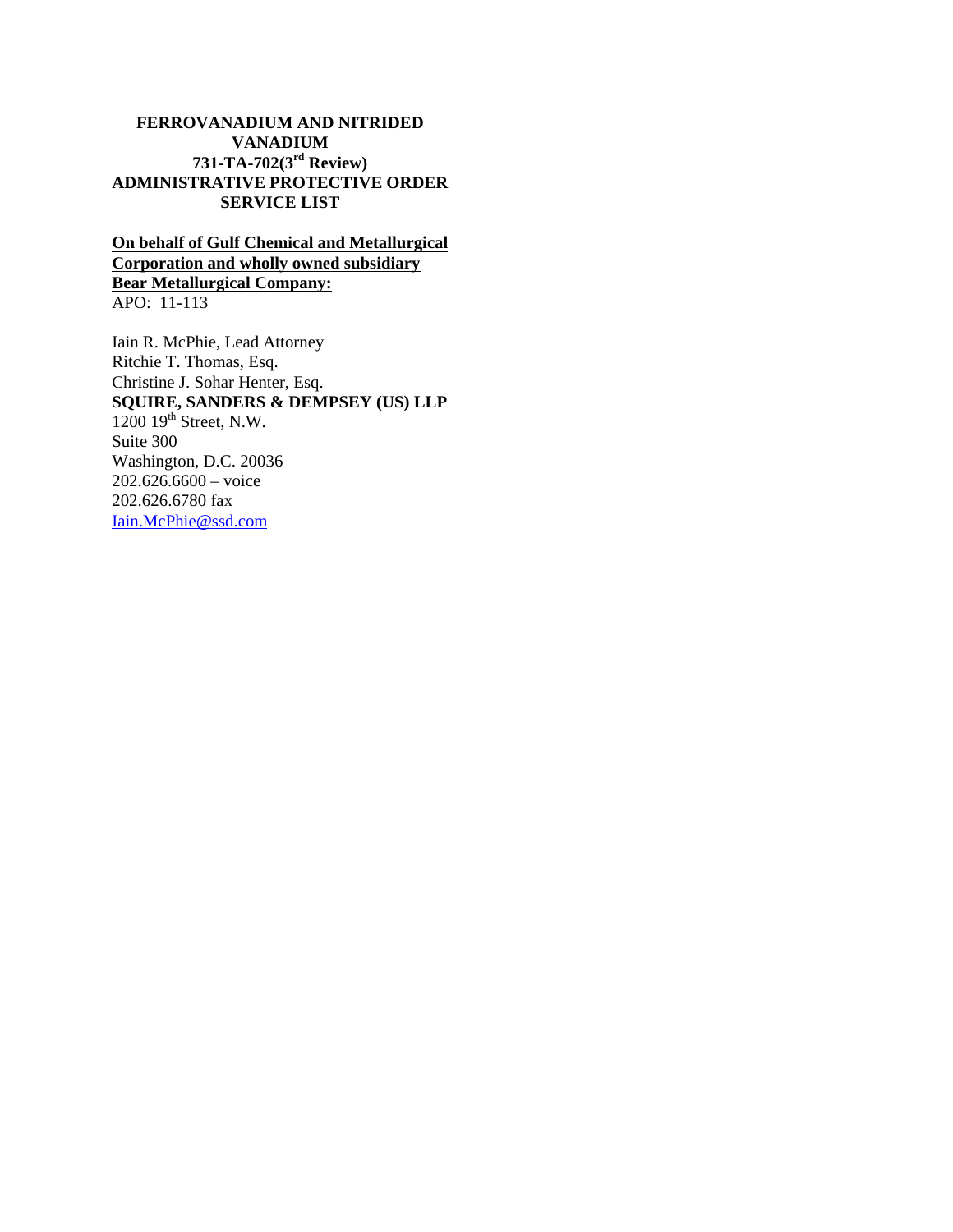**FERROVANADIUM AND NITRIDED VANADIUM**
**731-TA-702(3rd Review)**
**ADMINISTRATIVE PROTECTIVE ORDER SERVICE LIST**

**<u>On behalf of Gulf Chemical and Metallurgical Corporation and wholly owned subsidiary Bear Metallurgical Company:</u>**
APO: 11-113

Iain R. McPhie, Lead Attorney
Ritchie T. Thomas, Esq.
Christine J. Sohar Henter, Esq.
**SQUIRE, SANDERS & DEMPSEY (US) LLP**
1200 19th Street, N.W.
Suite 300
Washington, D.C. 20036
202.626.6600 – voice
202.626.6780 fax
Iain.McPhie@ssd.com